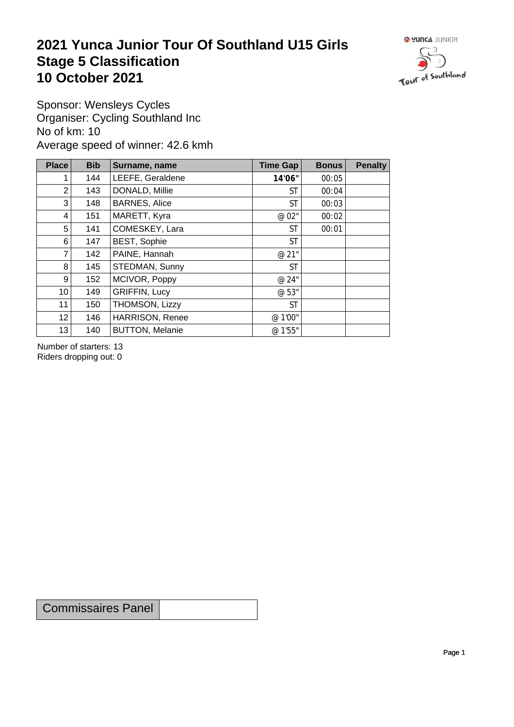# 2021 Yunca Junior Tour Of Southland U15 Girls
# Stage 5 Classification
# 10 October 2021

Sponsor: Wensleys Cycles
Organiser: Cycling Southland Inc
No of km: 10
Average speed of winner: 42.6 kmh

| Place | Bib | Surname, name | Time Gap | Bonus | Penalty |
|---|---|---|---|---|---|
| 1 | 144 | LEEFE, Geraldene | **14'06"** | 00:05 | |
| 2 | 143 | DONALD, Millie | ST | 00:04 | |
| 3 | 148 | BARNES, Alice | ST | 00:03 | |
| 4 | 151 | MARETT, Kyra | @ 02" | 00:02 | |
| 5 | 141 | COMESKEY, Lara | ST | 00:01 | |
| 6 | 147 | BEST, Sophie | ST | | |
| 7 | 142 | PAINE, Hannah | @ 21" | | |
| 8 | 145 | STEDMAN, Sunny | ST | | |
| 9 | 152 | MCIVOR, Poppy | @ 24" | | |
| 10 | 149 | GRIFFIN, Lucy | @ 53" | | |
| 11 | 150 | THOMSON, Lizzy | ST | | |
| 12 | 146 | HARRISON, Renee | @ 1'00" | | |
| 13 | 140 | BUTTON, Melanie | @ 1'55" | | |

Number of starters: 13
Riders dropping out: 0

| Commissaires Panel | |
|---|---|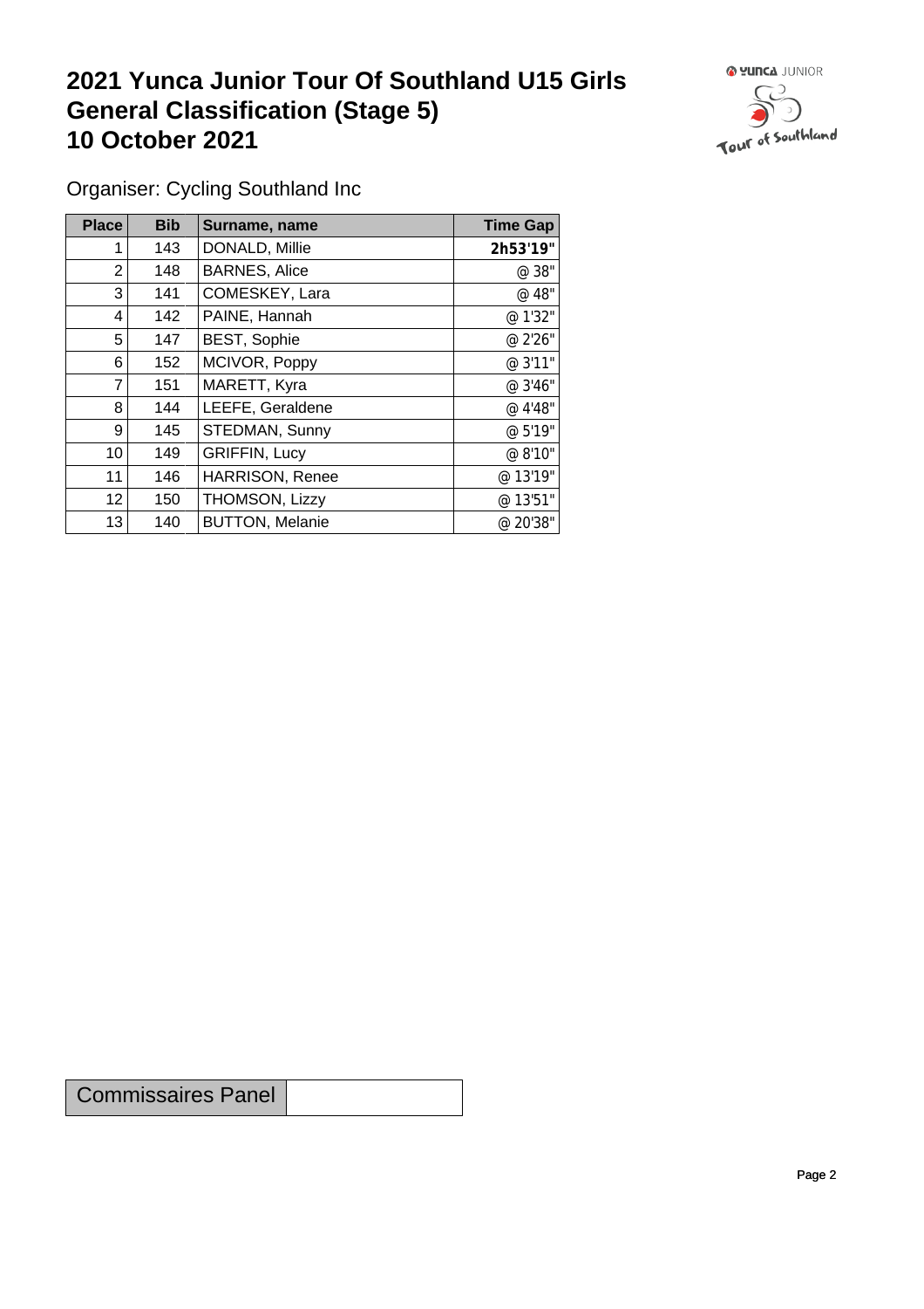# 2021 Yunca Junior Tour Of Southland U15 Girls General Classification (Stage 5) 10 October 2021

Organiser: Cycling Southland Inc

| Place | Bib | Surname, name | Time Gap |
|---|---|---|---|
| 1 | 143 | DONALD, Millie | **2h53'19"** |
| 2 | 148 | BARNES, Alice | @ 38" |
| 3 | 141 | COMESKEY, Lara | @ 48" |
| 4 | 142 | PAINE, Hannah | @ 1'32" |
| 5 | 147 | BEST, Sophie | @ 2'26" |
| 6 | 152 | MCIVOR, Poppy | @ 3'11" |
| 7 | 151 | MARETT, Kyra | @ 3'46" |
| 8 | 144 | LEEFE, Geraldene | @ 4'48" |
| 9 | 145 | STEDMAN, Sunny | @ 5'19" |
| 10 | 149 | GRIFFIN, Lucy | @ 8'10" |
| 11 | 146 | HARRISON, Renee | @ 13'19" |
| 12 | 150 | THOMSON, Lizzy | @ 13'51" |
| 13 | 140 | BUTTON, Melanie | @ 20'38" |

| Commissaires Panel | |
|---|---|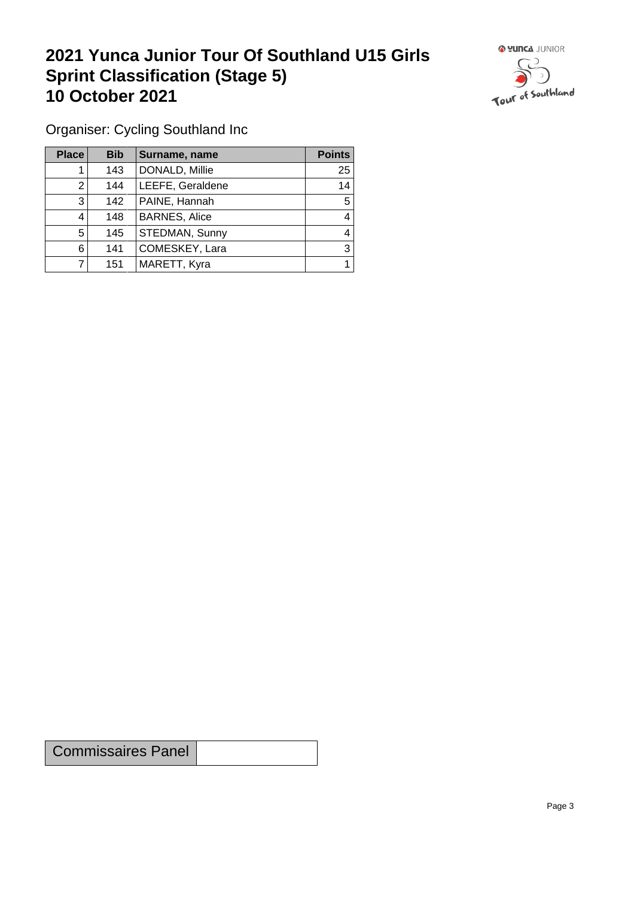# 2021 Yunca Junior Tour Of Southland U15 Girls Sprint Classification (Stage 5) 10 October 2021

Organiser: Cycling Southland Inc

| Place | Bib | Surname, name | Points |
|---|---|---|---|
| 1 | 143 | DONALD, Millie | 25 |
| 2 | 144 | LEEFE, Geraldene | 14 |
| 3 | 142 | PAINE, Hannah | 5 |
| 4 | 148 | BARNES, Alice | 4 |
| 5 | 145 | STEDMAN, Sunny | 4 |
| 6 | 141 | COMESKEY, Lara | 3 |
| 7 | 151 | MARETT, Kyra | 1 |

| Commissaires Panel | |
|---|---|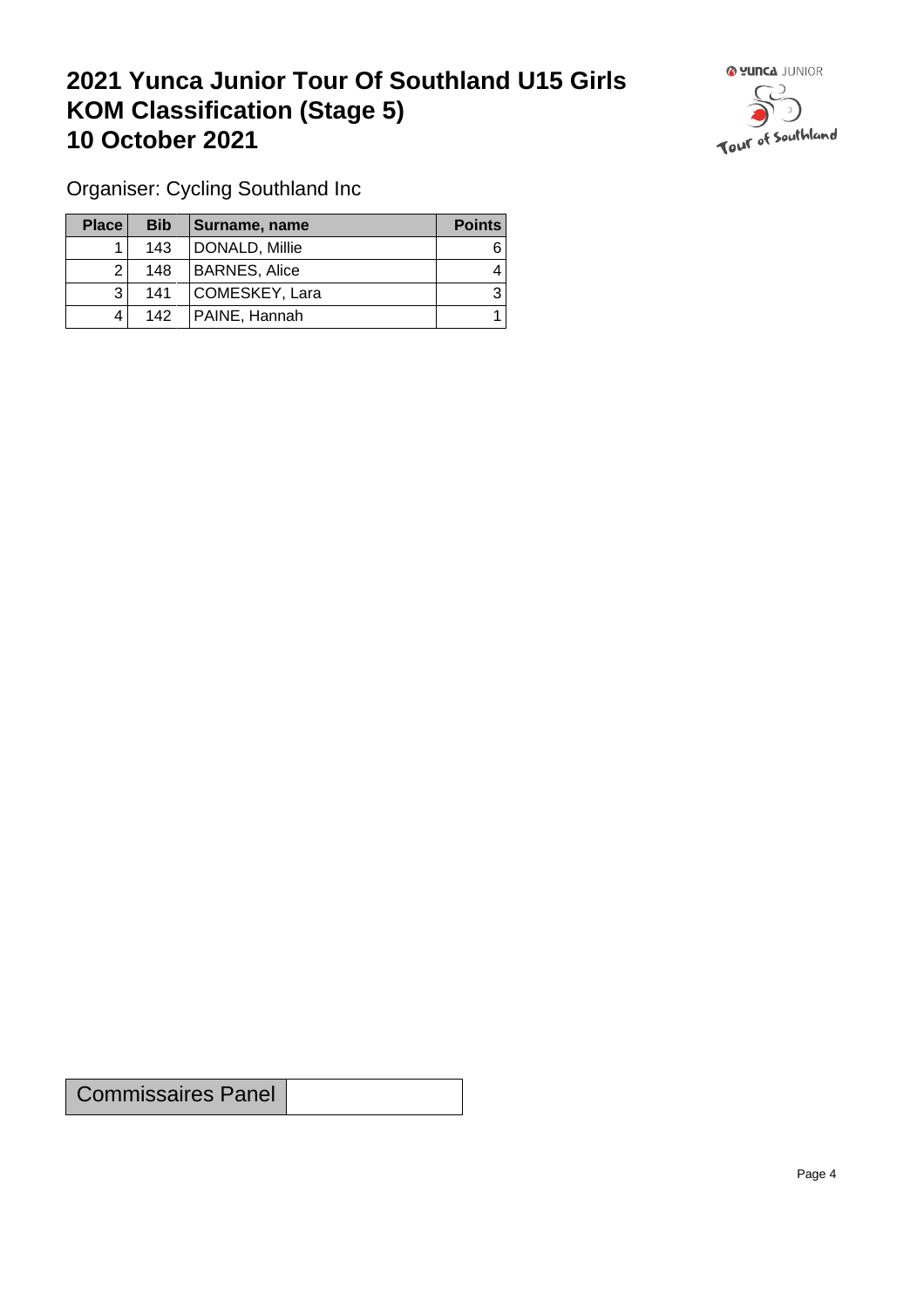# 2021 Yunca Junior Tour Of Southland U15 Girls KOM Classification (Stage 5) 10 October 2021

Organiser: Cycling Southland Inc

| Place | Bib | Surname, name | Points |
|---|---|---|---|
| 1 | 143 | DONALD, Millie | 6 |
| 2 | 148 | BARNES, Alice | 4 |
| 3 | 141 | COMESKEY, Lara | 3 |
| 4 | 142 | PAINE, Hannah | 1 |

| Commissaires Panel | |
|---|---|